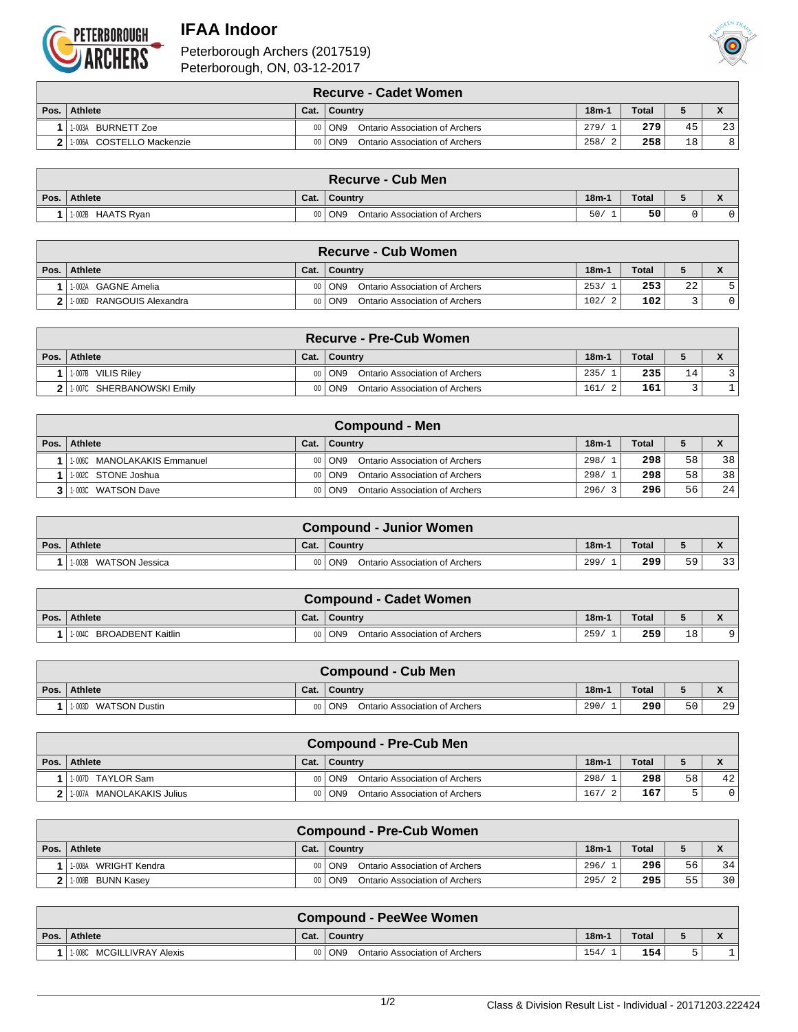# IFAA Indoor

Peterborough Archers (2017519)
Peterborough, ON, 03-12-2017

## Recurve - Cadet Women

| Pos. | Athlete | Cat. | Country | 18m-1 | Total | 5 | X |
|---|---|---|---|---|---|---|---|
| 1 | 1-003A BURNETT Zoe | 00 | ON9 Ontario Association of Archers | 279/ 1 | 279 | 45 | 23 |
| 2 | 1-006A COSTELLO Mackenzie | 00 | ON9 Ontario Association of Archers | 258/ 2 | 258 | 18 | 8 |

## Recurve - Cub Men

| Pos. | Athlete | Cat. | Country | 18m-1 | Total | 5 | X |
|---|---|---|---|---|---|---|---|
| 1 | 1-002B HAATS Ryan | 00 | ON9 Ontario Association of Archers | 50/ 1 | 50 | 0 | 0 |

## Recurve - Cub Women

| Pos. | Athlete | Cat. | Country | 18m-1 | Total | 5 | X |
|---|---|---|---|---|---|---|---|
| 1 | 1-002A GAGNE Amelia | 00 | ON9 Ontario Association of Archers | 253/ 1 | 253 | 22 | 5 |
| 2 | 1-006D RANGOUIS Alexandra | 00 | ON9 Ontario Association of Archers | 102/ 2 | 102 | 3 | 0 |

## Recurve - Pre-Cub Women

| Pos. | Athlete | Cat. | Country | 18m-1 | Total | 5 | X |
|---|---|---|---|---|---|---|---|
| 1 | 1-007B VILIS Riley | 00 | ON9 Ontario Association of Archers | 235/ 1 | 235 | 14 | 3 |
| 2 | 1-007C SHERBANOWSKI Emily | 00 | ON9 Ontario Association of Archers | 161/ 2 | 161 | 3 | 1 |

## Compound - Men

| Pos. | Athlete | Cat. | Country | 18m-1 | Total | 5 | X |
|---|---|---|---|---|---|---|---|
| 1 | 1-006C MANOLAKAKIS Emmanuel | 00 | ON9 Ontario Association of Archers | 298/ 1 | 298 | 58 | 38 |
| 1 | 1-002C STONE Joshua | 00 | ON9 Ontario Association of Archers | 298/ 1 | 298 | 58 | 38 |
| 3 | 1-003C WATSON Dave | 00 | ON9 Ontario Association of Archers | 296/ 3 | 296 | 56 | 24 |

## Compound - Junior Women

| Pos. | Athlete | Cat. | Country | 18m-1 | Total | 5 | X |
|---|---|---|---|---|---|---|---|
| 1 | 1-003B WATSON Jessica | 00 | ON9 Ontario Association of Archers | 299/ 1 | 299 | 59 | 33 |

## Compound - Cadet Women

| Pos. | Athlete | Cat. | Country | 18m-1 | Total | 5 | X |
|---|---|---|---|---|---|---|---|
| 1 | 1-004C BROADBENT Kaitlin | 00 | ON9 Ontario Association of Archers | 259/ 1 | 259 | 18 | 9 |

## Compound - Cub Men

| Pos. | Athlete | Cat. | Country | 18m-1 | Total | 5 | X |
|---|---|---|---|---|---|---|---|
| 1 | 1-003D WATSON Dustin | 00 | ON9 Ontario Association of Archers | 290/ 1 | 290 | 50 | 29 |

## Compound - Pre-Cub Men

| Pos. | Athlete | Cat. | Country | 18m-1 | Total | 5 | X |
|---|---|---|---|---|---|---|---|
| 1 | 1-007D TAYLOR Sam | 00 | ON9 Ontario Association of Archers | 298/ 1 | 298 | 58 | 42 |
| 2 | 1-007A MANOLAKAKIS Julius | 00 | ON9 Ontario Association of Archers | 167/ 2 | 167 | 5 | 0 |

## Compound - Pre-Cub Women

| Pos. | Athlete | Cat. | Country | 18m-1 | Total | 5 | X |
|---|---|---|---|---|---|---|---|
| 1 | 1-008A WRIGHT Kendra | 00 | ON9 Ontario Association of Archers | 296/ 1 | 296 | 56 | 34 |
| 2 | 1-008B BUNN Kasey | 00 | ON9 Ontario Association of Archers | 295/ 2 | 295 | 55 | 30 |

## Compound - PeeWee Women

| Pos. | Athlete | Cat. | Country | 18m-1 | Total | 5 | X |
|---|---|---|---|---|---|---|---|
| 1 | 1-008C MCGILLIVRAY Alexis | 00 | ON9 Ontario Association of Archers | 154/ 1 | 154 | 5 | 1 |

Class & Division Result List - Individual - 20171203.222424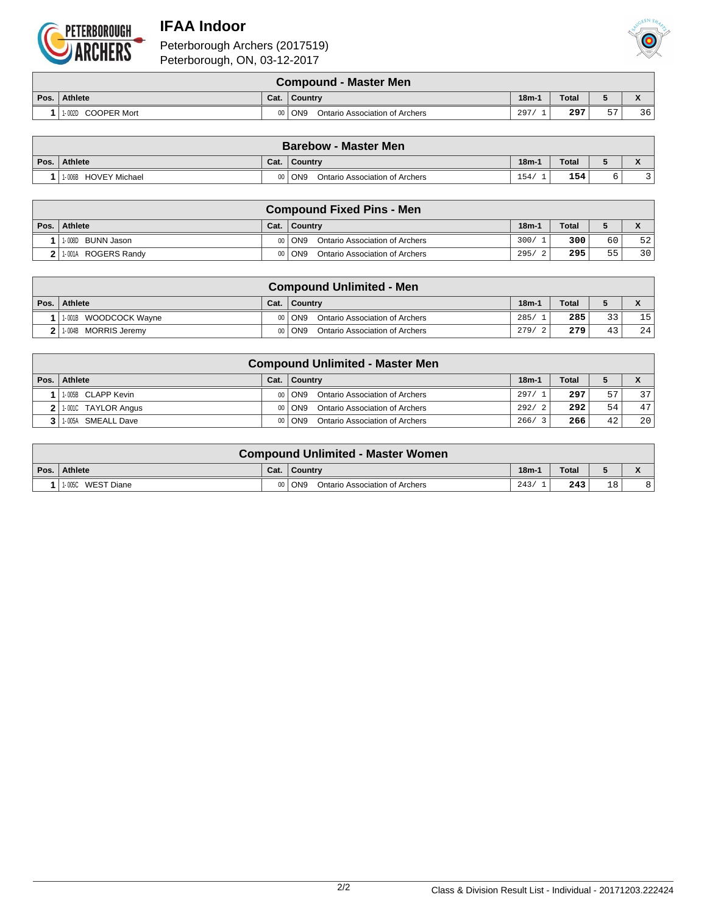# IFAA Indoor

Peterborough Archers (2017519)
Peterborough, ON, 03-12-2017

## Compound - Master Men

| Pos. | Athlete | Cat. | Country | 18m-1 | Total | 5 | X |
|---|---|---|---|---|---|---|---|
| 1 | 1-002D COOPER Mort | 00 | ON9 Ontario Association of Archers | 297/ 1 | **297** | 57 | 36 |

## Barebow - Master Men

| Pos. | Athlete | Cat. | Country | 18m-1 | Total | 5 | X |
|---|---|---|---|---|---|---|---|
| 1 | 1-006B HOVEY Michael | 00 | ON9 Ontario Association of Archers | 154/ 1 | **154** | 6 | 3 |

## Compound Fixed Pins - Men

| Pos. | Athlete | Cat. | Country | 18m-1 | Total | 5 | X |
|---|---|---|---|---|---|---|---|
| 1 | 1-008D BUNN Jason | 00 | ON9 Ontario Association of Archers | 300/ 1 | **300** | 60 | 52 |
| 2 | 1-001A ROGERS Randy | 00 | ON9 Ontario Association of Archers | 295/ 2 | **295** | 55 | 30 |

## Compound Unlimited - Men

| Pos. | Athlete | Cat. | Country | 18m-1 | Total | 5 | X |
|---|---|---|---|---|---|---|---|
| 1 | 1-001B WOODCOCK Wayne | 00 | ON9 Ontario Association of Archers | 285/ 1 | **285** | 33 | 15 |
| 2 | 1-004B MORRIS Jeremy | 00 | ON9 Ontario Association of Archers | 279/ 2 | **279** | 43 | 24 |

## Compound Unlimited - Master Men

| Pos. | Athlete | Cat. | Country | 18m-1 | Total | 5 | X |
|---|---|---|---|---|---|---|---|
| 1 | 1-005B CLAPP Kevin | 00 | ON9 Ontario Association of Archers | 297/ 1 | **297** | 57 | 37 |
| 2 | 1-001C TAYLOR Angus | 00 | ON9 Ontario Association of Archers | 292/ 2 | **292** | 54 | 47 |
| 3 | 1-005A SMEALL Dave | 00 | ON9 Ontario Association of Archers | 266/ 3 | **266** | 42 | 20 |

## Compound Unlimited - Master Women

| Pos. | Athlete | Cat. | Country | 18m-1 | Total | 5 | X |
|---|---|---|---|---|---|---|---|
| 1 | 1-005C WEST Diane | 00 | ON9 Ontario Association of Archers | 243/ 1 | **243** | 18 | 8 |

Class & Division Result List - Individual - 20171203.222424